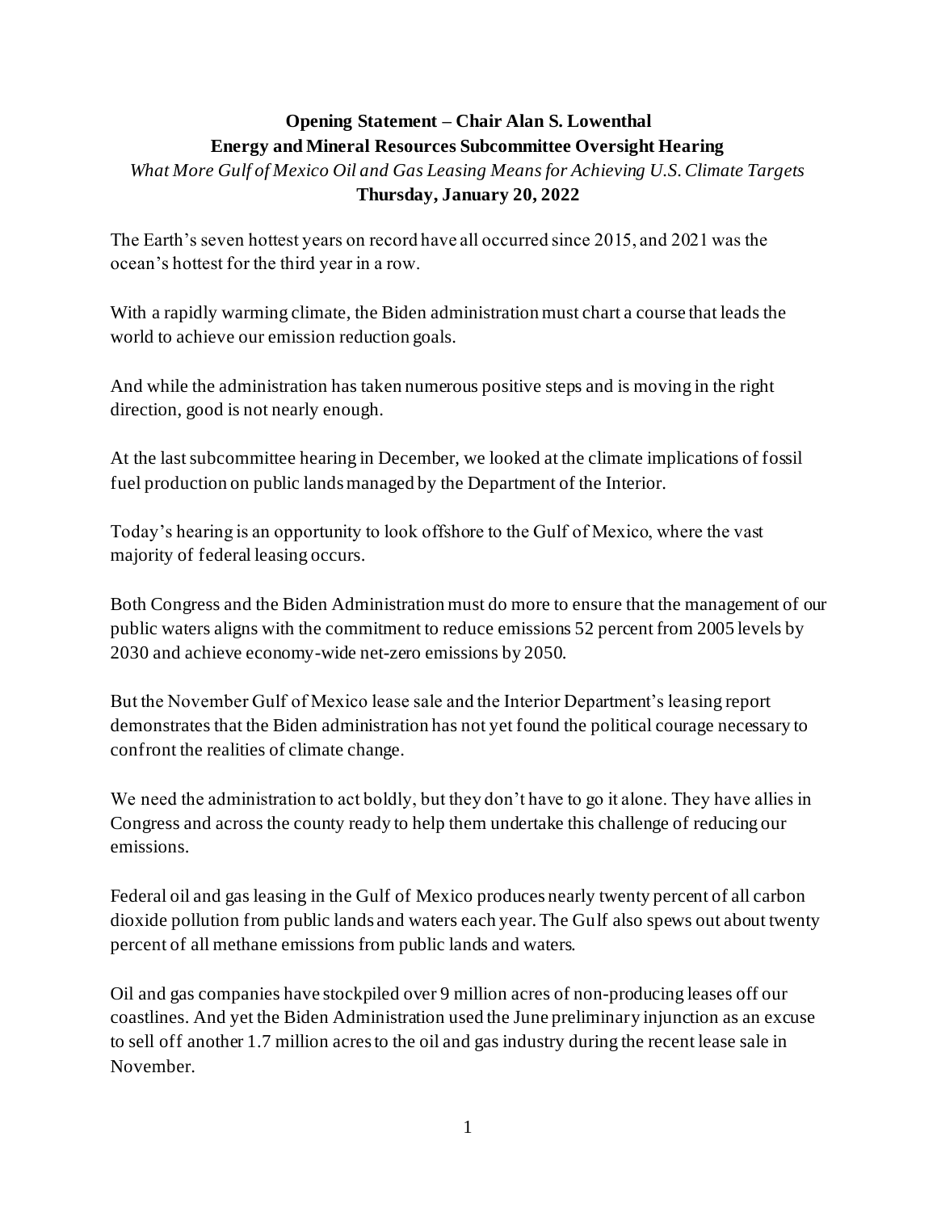**Opening Statement – Chair Alan S. Lowenthal**
**Energy and Mineral Resources Subcommittee Oversight Hearing**
*What More Gulf of Mexico Oil and Gas Leasing Means for Achieving U.S. Climate Targets*
**Thursday, January 20, 2022**

The Earth's seven hottest years on record have all occurred since 2015, and 2021 was the ocean's hottest for the third year in a row.

With a rapidly warming climate, the Biden administration must chart a course that leads the world to achieve our emission reduction goals.

And while the administration has taken numerous positive steps and is moving in the right direction, good is not nearly enough.

At the last subcommittee hearing in December, we looked at the climate implications of fossil fuel production on public lands managed by the Department of the Interior.

Today's hearing is an opportunity to look offshore to the Gulf of Mexico, where the vast majority of federal leasing occurs.

Both Congress and the Biden Administration must do more to ensure that the management of our public waters aligns with the commitment to reduce emissions 52 percent from 2005 levels by 2030 and achieve economy-wide net-zero emissions by 2050.

But the November Gulf of Mexico lease sale and the Interior Department's leasing report demonstrates that the Biden administration has not yet found the political courage necessary to confront the realities of climate change.

We need the administration to act boldly, but they don't have to go it alone. They have allies in Congress and across the county ready to help them undertake this challenge of reducing our emissions.

Federal oil and gas leasing in the Gulf of Mexico produces nearly twenty percent of all carbon dioxide pollution from public lands and waters each year. The Gulf also spews out about twenty percent of all methane emissions from public lands and waters.

Oil and gas companies have stockpiled over 9 million acres of non-producing leases off our coastlines. And yet the Biden Administration used the June preliminary injunction as an excuse to sell off another 1.7 million acres to the oil and gas industry during the recent lease sale in November.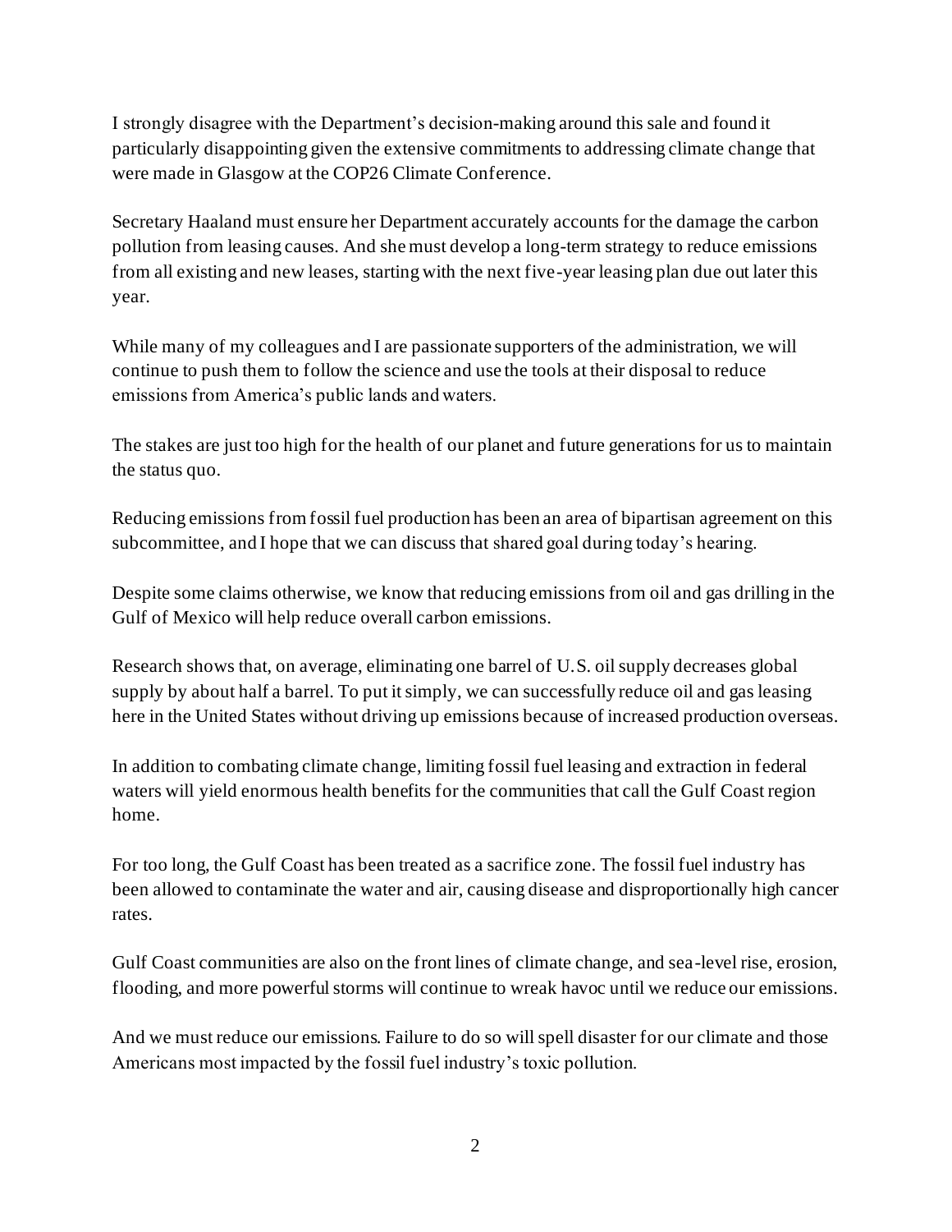I strongly disagree with the Department's decision-making around this sale and found it particularly disappointing given the extensive commitments to addressing climate change that were made in Glasgow at the COP26 Climate Conference.

Secretary Haaland must ensure her Department accurately accounts for the damage the carbon pollution from leasing causes. And she must develop a long-term strategy to reduce emissions from all existing and new leases, starting with the next five-year leasing plan due out later this year.

While many of my colleagues and I are passionate supporters of the administration, we will continue to push them to follow the science and use the tools at their disposal to reduce emissions from America's public lands and waters.

The stakes are just too high for the health of our planet and future generations for us to maintain the status quo.

Reducing emissions from fossil fuel production has been an area of bipartisan agreement on this subcommittee, and I hope that we can discuss that shared goal during today's hearing.

Despite some claims otherwise, we know that reducing emissions from oil and gas drilling in the Gulf of Mexico will help reduce overall carbon emissions.

Research shows that, on average, eliminating one barrel of U.S. oil supply decreases global supply by about half a barrel. To put it simply, we can successfully reduce oil and gas leasing here in the United States without driving up emissions because of increased production overseas.

In addition to combating climate change, limiting fossil fuel leasing and extraction in federal waters will yield enormous health benefits for the communities that call the Gulf Coast region home.

For too long, the Gulf Coast has been treated as a sacrifice zone. The fossil fuel industry has been allowed to contaminate the water and air, causing disease and disproportionally high cancer rates.

Gulf Coast communities are also on the front lines of climate change, and sea-level rise, erosion, flooding, and more powerful storms will continue to wreak havoc until we reduce our emissions.

And we must reduce our emissions. Failure to do so will spell disaster for our climate and those Americans most impacted by the fossil fuel industry's toxic pollution.